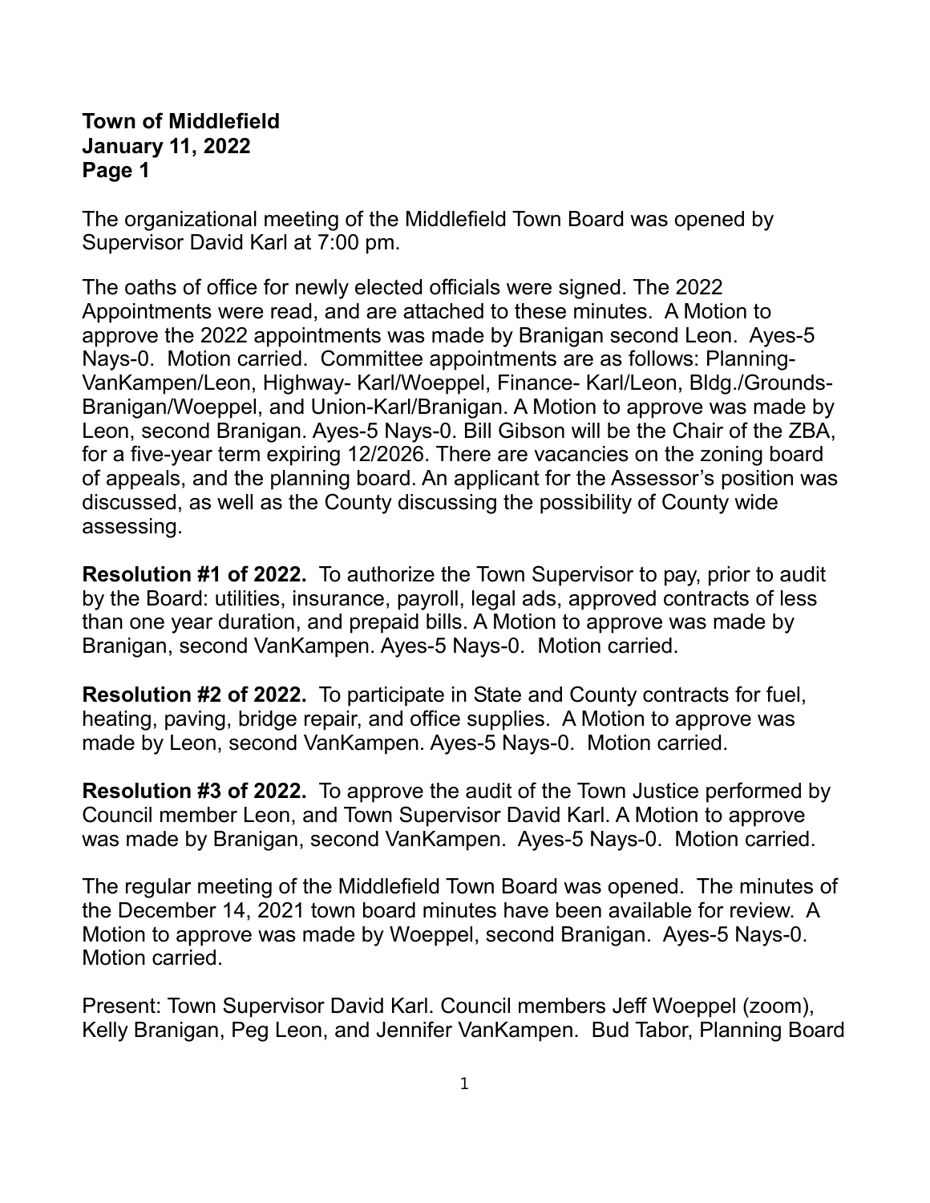**Town of Middlefield**
**January 11, 2022**
**Page 1**

The organizational meeting of the Middlefield Town Board was opened by Supervisor David Karl at 7:00 pm.

The oaths of office for newly elected officials were signed. The 2022 Appointments were read, and are attached to these minutes. A Motion to approve the 2022 appointments was made by Branigan second Leon. Ayes-5 Nays-0. Motion carried. Committee appointments are as follows: Planning-VanKampen/Leon, Highway- Karl/Woeppel, Finance- Karl/Leon, Bldg./Grounds-Branigan/Woeppel, and Union-Karl/Branigan. A Motion to approve was made by Leon, second Branigan. Ayes-5 Nays-0. Bill Gibson will be the Chair of the ZBA, for a five-year term expiring 12/2026. There are vacancies on the zoning board of appeals, and the planning board. An applicant for the Assessor's position was discussed, as well as the County discussing the possibility of County wide assessing.

**Resolution #1 of 2022.** To authorize the Town Supervisor to pay, prior to audit by the Board: utilities, insurance, payroll, legal ads, approved contracts of less than one year duration, and prepaid bills. A Motion to approve was made by Branigan, second VanKampen. Ayes-5 Nays-0. Motion carried.

**Resolution #2 of 2022.** To participate in State and County contracts for fuel, heating, paving, bridge repair, and office supplies. A Motion to approve was made by Leon, second VanKampen. Ayes-5 Nays-0. Motion carried.

**Resolution #3 of 2022.** To approve the audit of the Town Justice performed by Council member Leon, and Town Supervisor David Karl. A Motion to approve was made by Branigan, second VanKampen. Ayes-5 Nays-0. Motion carried.

The regular meeting of the Middlefield Town Board was opened. The minutes of the December 14, 2021 town board minutes have been available for review. A Motion to approve was made by Woeppel, second Branigan. Ayes-5 Nays-0. Motion carried.

Present: Town Supervisor David Karl. Council members Jeff Woeppel (zoom), Kelly Branigan, Peg Leon, and Jennifer VanKampen. Bud Tabor, Planning Board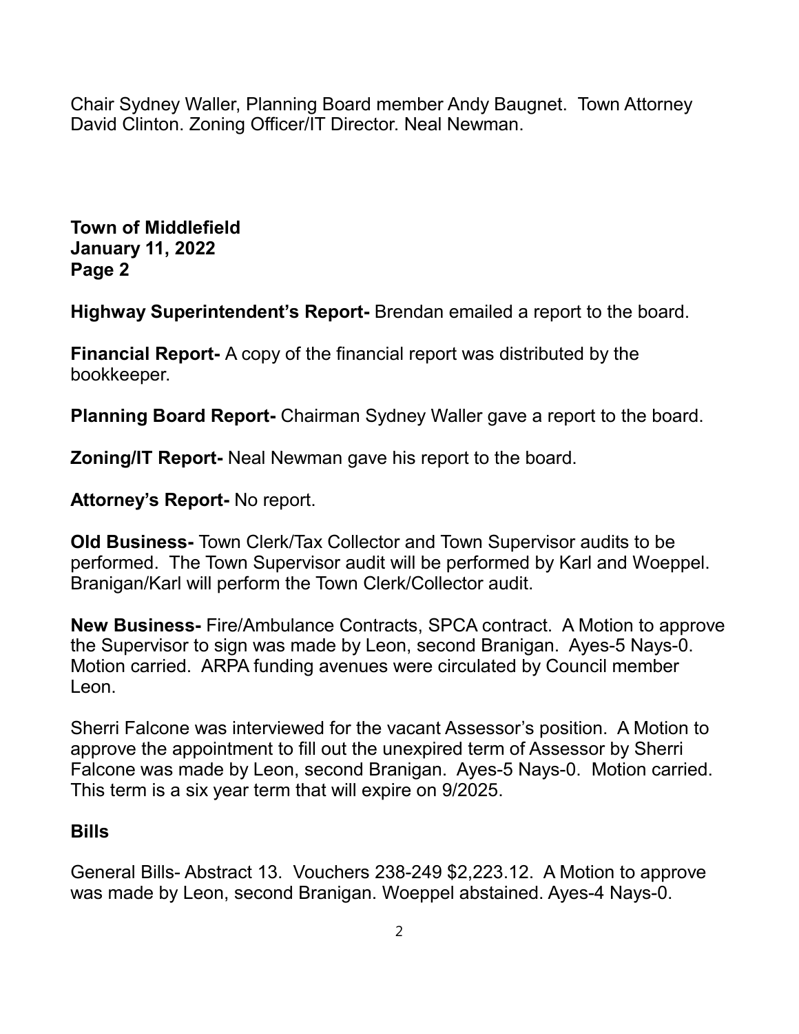Chair Sydney Waller, Planning Board member Andy Baugnet. Town Attorney David Clinton. Zoning Officer/IT Director. Neal Newman.

**Town of Middlefield**
**January 11, 2022**
**Page 2**

**Highway Superintendent's Report-** Brendan emailed a report to the board.

**Financial Report-** A copy of the financial report was distributed by the bookkeeper.

**Planning Board Report-** Chairman Sydney Waller gave a report to the board.

**Zoning/IT Report-** Neal Newman gave his report to the board.

**Attorney's Report-** No report.

**Old Business-** Town Clerk/Tax Collector and Town Supervisor audits to be performed. The Town Supervisor audit will be performed by Karl and Woeppel. Branigan/Karl will perform the Town Clerk/Collector audit.

**New Business-** Fire/Ambulance Contracts, SPCA contract. A Motion to approve the Supervisor to sign was made by Leon, second Branigan. Ayes-5 Nays-0. Motion carried. ARPA funding avenues were circulated by Council member Leon.

Sherri Falcone was interviewed for the vacant Assessor's position. A Motion to approve the appointment to fill out the unexpired term of Assessor by Sherri Falcone was made by Leon, second Branigan. Ayes-5 Nays-0. Motion carried. This term is a six year term that will expire on 9/2025.

**Bills**

General Bills- Abstract 13. Vouchers 238-249 $2,223.12. A Motion to approve was made by Leon, second Branigan. Woeppel abstained. Ayes-4 Nays-0.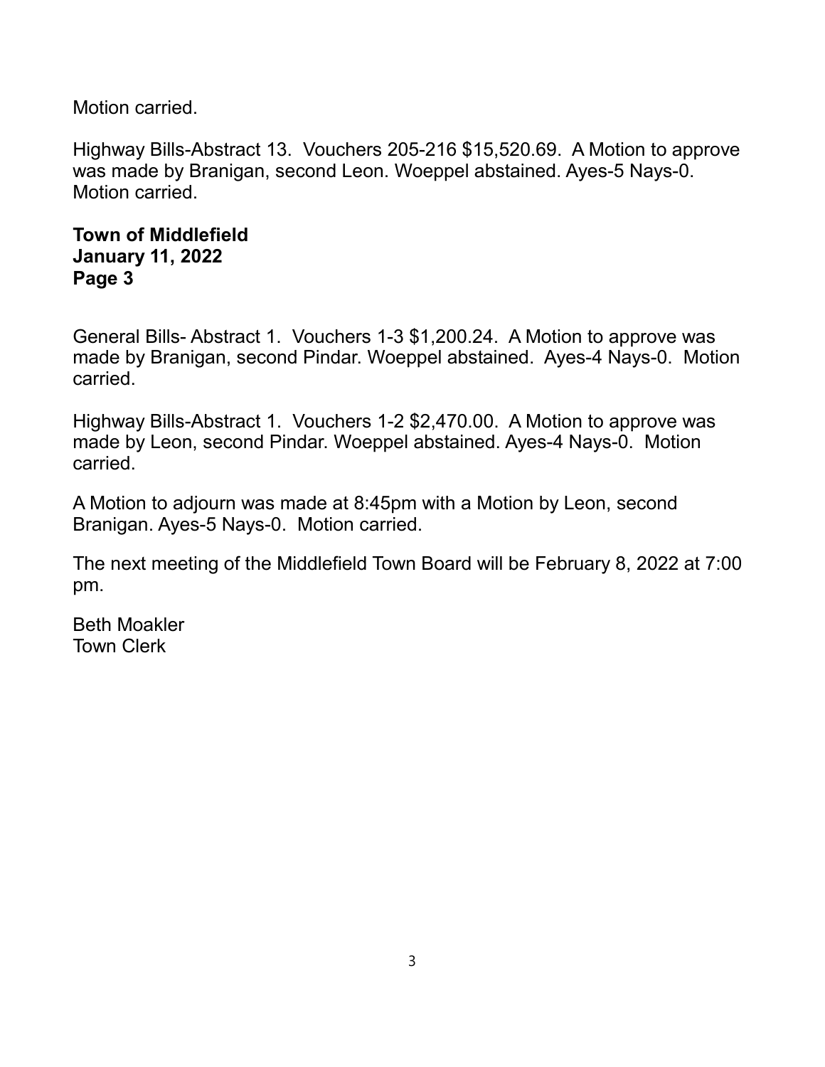Motion carried.

Highway Bills-Abstract 13. Vouchers 205-216 $15,520.69. A Motion to approve was made by Branigan, second Leon. Woeppel abstained. Ayes-5 Nays-0. Motion carried.

General Bills- Abstract 1. Vouchers 1-3 $1,200.24. A Motion to approve was made by Branigan, second Pindar. Woeppel abstained. Ayes-4 Nays-0. Motion carried.

Highway Bills-Abstract 1. Vouchers 1-2 $2,470.00. A Motion to approve was made by Leon, second Pindar. Woeppel abstained. Ayes-4 Nays-0. Motion carried.

A Motion to adjourn was made at 8:45pm with a Motion by Leon, second Branigan. Ayes-5 Nays-0. Motion carried.

The next meeting of the Middlefield Town Board will be February 8, 2022 at 7:00 pm.

Beth Moakler
Town Clerk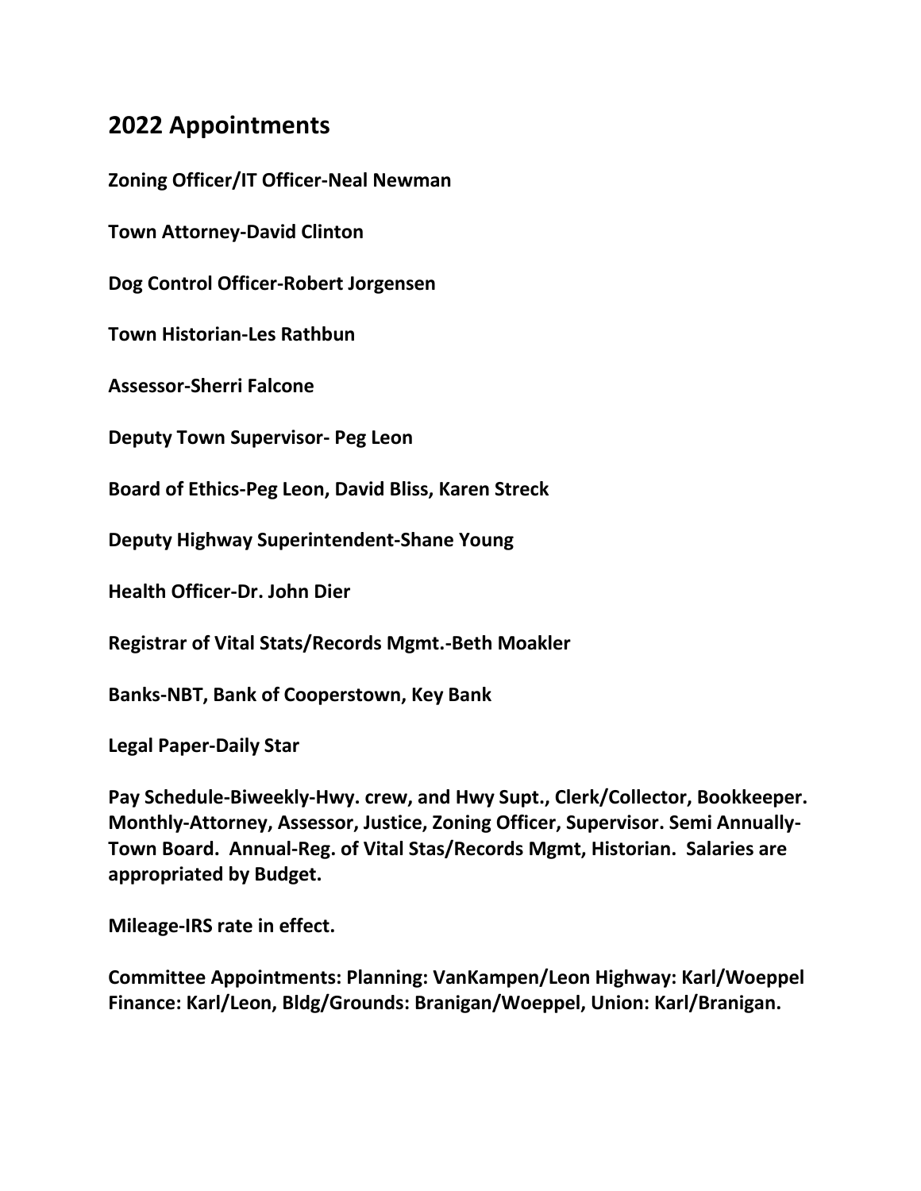## 2022 Appointments

**Zoning Officer/IT Officer-Neal Newman**

**Town Attorney-David Clinton**

**Dog Control Officer-Robert Jorgensen**

**Town Historian-Les Rathbun**

**Assessor-Sherri Falcone**

**Deputy Town Supervisor- Peg Leon**

**Board of Ethics-Peg Leon, David Bliss, Karen Streck**

**Deputy Highway Superintendent-Shane Young**

**Health Officer-Dr. John Dier**

**Registrar of Vital Stats/Records Mgmt.-Beth Moakler**

**Banks-NBT, Bank of Cooperstown, Key Bank**

**Legal Paper-Daily Star**

**Pay Schedule-Biweekly-Hwy. crew, and Hwy Supt., Clerk/Collector, Bookkeeper. Monthly-Attorney, Assessor, Justice, Zoning Officer, Supervisor. Semi Annually-Town Board. Annual-Reg. of Vital Stas/Records Mgmt, Historian. Salaries are appropriated by Budget.**

**Mileage-IRS rate in effect.**

**Committee Appointments: Planning: VanKampen/Leon Highway: Karl/Woeppel Finance: Karl/Leon, Bldg/Grounds: Branigan/Woeppel, Union: Karl/Branigan.**